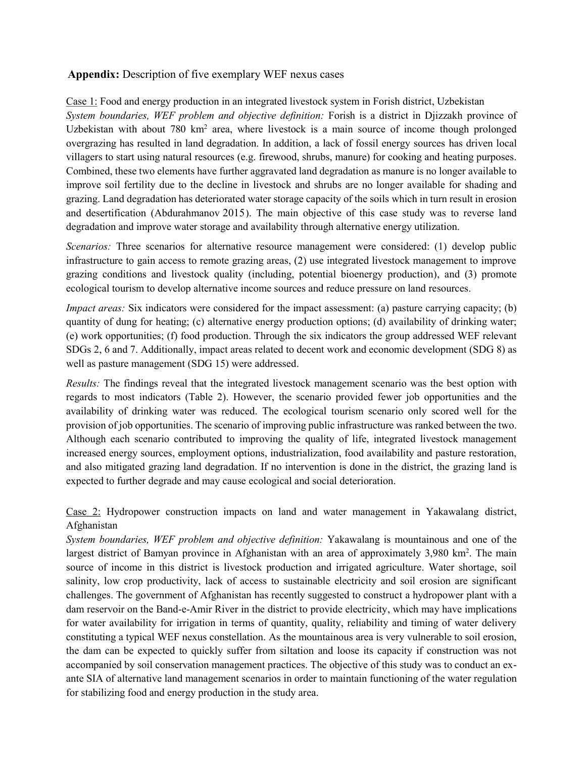## **Appendix:** Description of five exemplary WEF nexus cases

Case 1: Food and energy production in an integrated livestock system in Forish district, Uzbekistan

*System boundaries, WEF problem and objective definition:* Forish is a district in Djizzakh province of Uzbekistan with about 780 km$^2$ area, where livestock is a main source of income though prolonged overgrazing has resulted in land degradation. In addition, a lack of fossil energy sources has driven local villagers to start using natural resources (e.g. firewood, shrubs, manure) for cooking and heating purposes. Combined, these two elements have further aggravated land degradation as manure is no longer available to improve soil fertility due to the decline in livestock and shrubs are no longer available for shading and grazing. Land degradation has deteriorated water storage capacity of the soils which in turn result in erosion and desertification (Abdurahmanov 2015). The main objective of this case study was to reverse land degradation and improve water storage and availability through alternative energy utilization.

*Scenarios:* Three scenarios for alternative resource management were considered: (1) develop public infrastructure to gain access to remote grazing areas, (2) use integrated livestock management to improve grazing conditions and livestock quality (including, potential bioenergy production), and (3) promote ecological tourism to develop alternative income sources and reduce pressure on land resources.

*Impact areas:* Six indicators were considered for the impact assessment: (a) pasture carrying capacity; (b) quantity of dung for heating; (c) alternative energy production options; (d) availability of drinking water; (e) work opportunities; (f) food production. Through the six indicators the group addressed WEF relevant SDGs 2, 6 and 7. Additionally, impact areas related to decent work and economic development (SDG 8) as well as pasture management (SDG 15) were addressed.

*Results:* The findings reveal that the integrated livestock management scenario was the best option with regards to most indicators (Table 2). However, the scenario provided fewer job opportunities and the availability of drinking water was reduced. The ecological tourism scenario only scored well for the provision of job opportunities. The scenario of improving public infrastructure was ranked between the two. Although each scenario contributed to improving the quality of life, integrated livestock management increased energy sources, employment options, industrialization, food availability and pasture restoration, and also mitigated grazing land degradation. If no intervention is done in the district, the grazing land is expected to further degrade and may cause ecological and social deterioration.

Case 2: Hydropower construction impacts on land and water management in Yakawalang district, Afghanistan

*System boundaries, WEF problem and objective definition:* Yakawalang is mountainous and one of the largest district of Bamyan province in Afghanistan with an area of approximately 3,980 km$^2$. The main source of income in this district is livestock production and irrigated agriculture. Water shortage, soil salinity, low crop productivity, lack of access to sustainable electricity and soil erosion are significant challenges. The government of Afghanistan has recently suggested to construct a hydropower plant with a dam reservoir on the Band-e-Amir River in the district to provide electricity, which may have implications for water availability for irrigation in terms of quantity, quality, reliability and timing of water delivery constituting a typical WEF nexus constellation. As the mountainous area is very vulnerable to soil erosion, the dam can be expected to quickly suffer from siltation and loose its capacity if construction was not accompanied by soil conservation management practices. The objective of this study was to conduct an ex-ante SIA of alternative land management scenarios in order to maintain functioning of the water regulation for stabilizing food and energy production in the study area.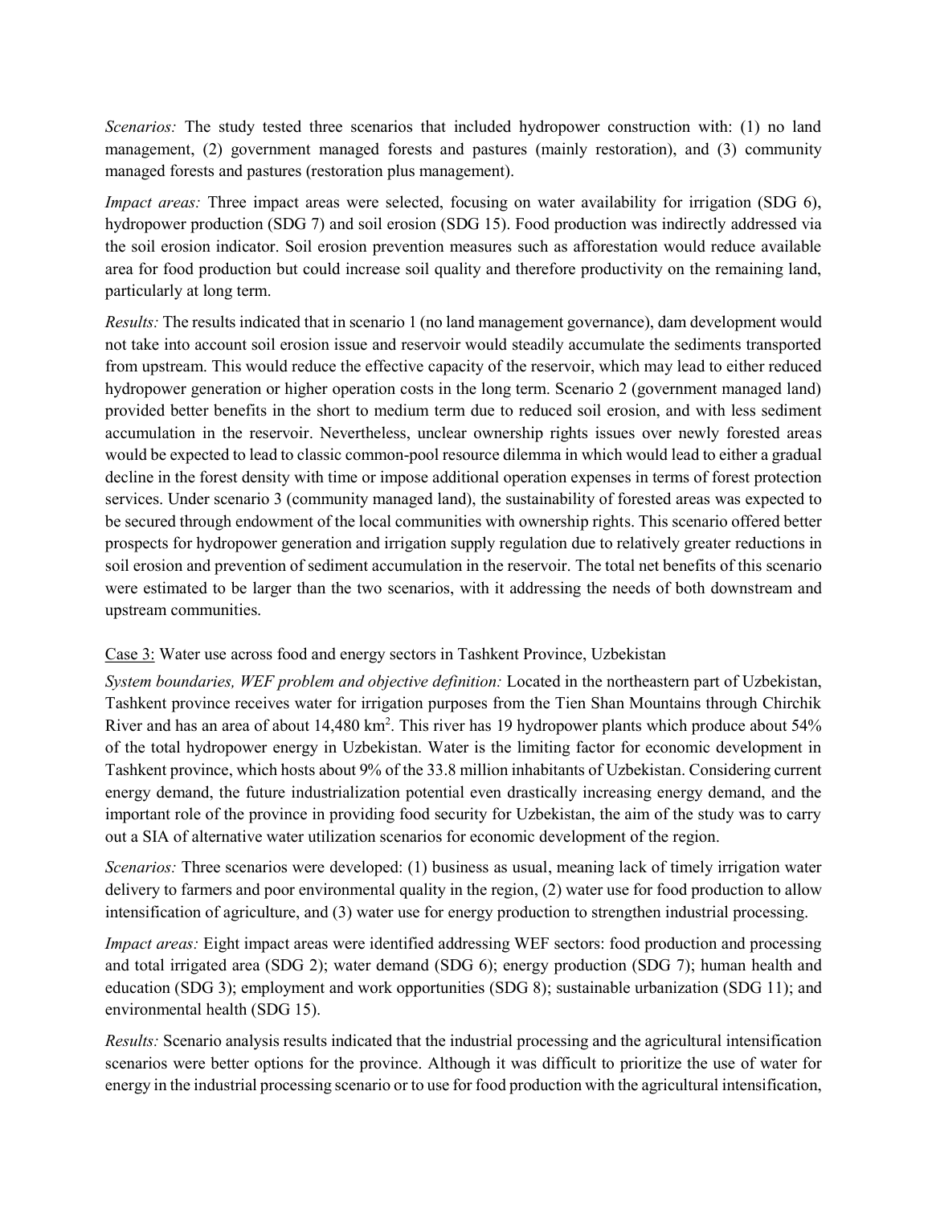*Scenarios:* The study tested three scenarios that included hydropower construction with: (1) no land management, (2) government managed forests and pastures (mainly restoration), and (3) community managed forests and pastures (restoration plus management).

*Impact areas:* Three impact areas were selected, focusing on water availability for irrigation (SDG 6), hydropower production (SDG 7) and soil erosion (SDG 15). Food production was indirectly addressed via the soil erosion indicator. Soil erosion prevention measures such as afforestation would reduce available area for food production but could increase soil quality and therefore productivity on the remaining land, particularly at long term.

*Results:* The results indicated that in scenario 1 (no land management governance), dam development would not take into account soil erosion issue and reservoir would steadily accumulate the sediments transported from upstream. This would reduce the effective capacity of the reservoir, which may lead to either reduced hydropower generation or higher operation costs in the long term. Scenario 2 (government managed land) provided better benefits in the short to medium term due to reduced soil erosion, and with less sediment accumulation in the reservoir. Nevertheless, unclear ownership rights issues over newly forested areas would be expected to lead to classic common-pool resource dilemma in which would lead to either a gradual decline in the forest density with time or impose additional operation expenses in terms of forest protection services. Under scenario 3 (community managed land), the sustainability of forested areas was expected to be secured through endowment of the local communities with ownership rights. This scenario offered better prospects for hydropower generation and irrigation supply regulation due to relatively greater reductions in soil erosion and prevention of sediment accumulation in the reservoir. The total net benefits of this scenario were estimated to be larger than the two scenarios, with it addressing the needs of both downstream and upstream communities.

Case 3: Water use across food and energy sectors in Tashkent Province, Uzbekistan

*System boundaries, WEF problem and objective definition:* Located in the northeastern part of Uzbekistan, Tashkent province receives water for irrigation purposes from the Tien Shan Mountains through Chirchik River and has an area of about 14,480 km$^2$. This river has 19 hydropower plants which produce about 54% of the total hydropower energy in Uzbekistan. Water is the limiting factor for economic development in Tashkent province, which hosts about 9% of the 33.8 million inhabitants of Uzbekistan. Considering current energy demand, the future industrialization potential even drastically increasing energy demand, and the important role of the province in providing food security for Uzbekistan, the aim of the study was to carry out a SIA of alternative water utilization scenarios for economic development of the region.

*Scenarios:* Three scenarios were developed: (1) business as usual, meaning lack of timely irrigation water delivery to farmers and poor environmental quality in the region, (2) water use for food production to allow intensification of agriculture, and (3) water use for energy production to strengthen industrial processing.

*Impact areas:* Eight impact areas were identified addressing WEF sectors: food production and processing and total irrigated area (SDG 2); water demand (SDG 6); energy production (SDG 7); human health and education (SDG 3); employment and work opportunities (SDG 8); sustainable urbanization (SDG 11); and environmental health (SDG 15).

*Results:* Scenario analysis results indicated that the industrial processing and the agricultural intensification scenarios were better options for the province. Although it was difficult to prioritize the use of water for energy in the industrial processing scenario or to use for food production with the agricultural intensification,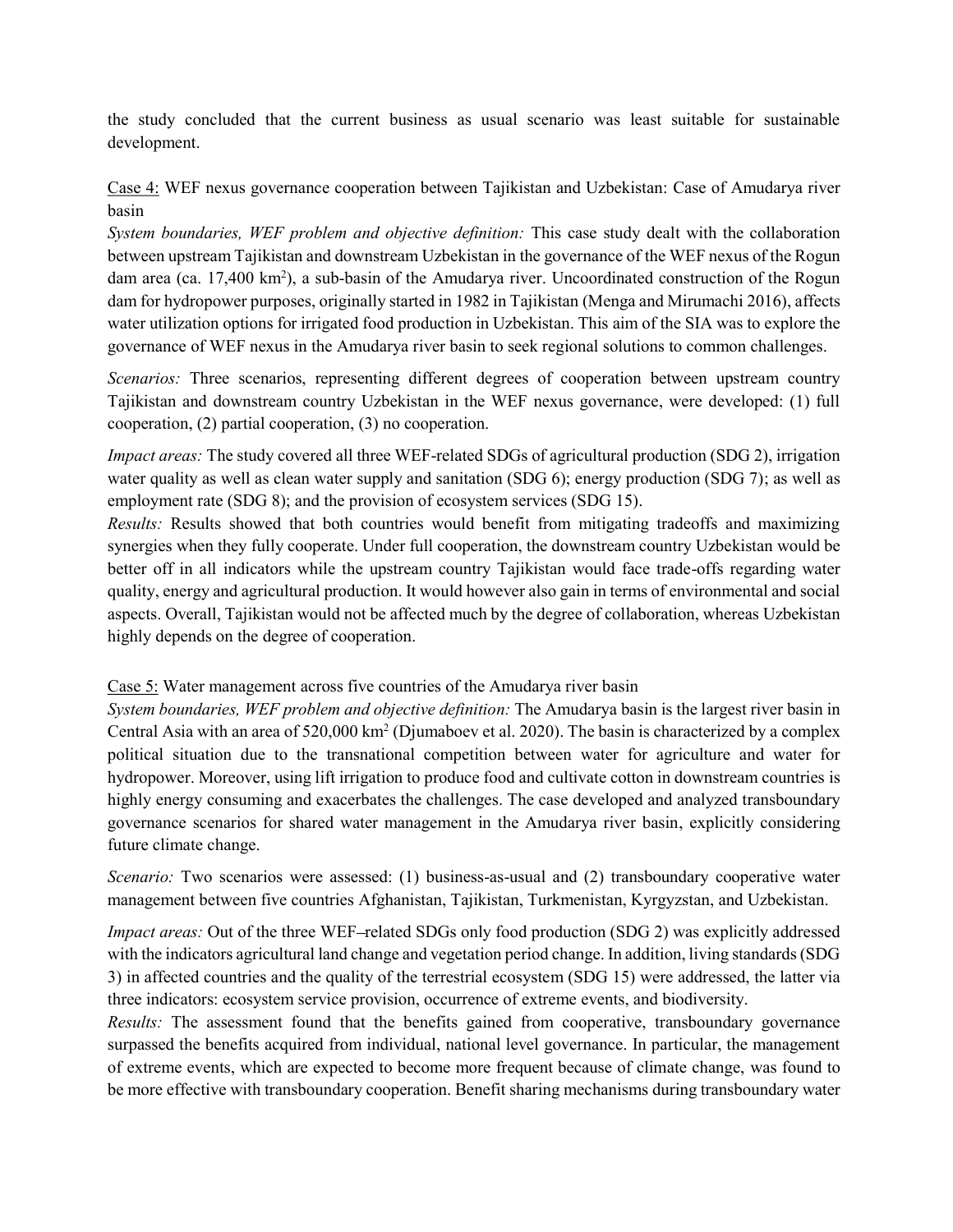the study concluded that the current business as usual scenario was least suitable for sustainable development.

Case 4: WEF nexus governance cooperation between Tajikistan and Uzbekistan: Case of Amudarya river basin

*System boundaries, WEF problem and objective definition:* This case study dealt with the collaboration between upstream Tajikistan and downstream Uzbekistan in the governance of the WEF nexus of the Rogun dam area (ca. 17,400 km$^2$), a sub-basin of the Amudarya river. Uncoordinated construction of the Rogun dam for hydropower purposes, originally started in 1982 in Tajikistan (Menga and Mirumachi 2016), affects water utilization options for irrigated food production in Uzbekistan. This aim of the SIA was to explore the governance of WEF nexus in the Amudarya river basin to seek regional solutions to common challenges.

*Scenarios:* Three scenarios, representing different degrees of cooperation between upstream country Tajikistan and downstream country Uzbekistan in the WEF nexus governance, were developed: (1) full cooperation, (2) partial cooperation, (3) no cooperation.

*Impact areas:* The study covered all three WEF-related SDGs of agricultural production (SDG 2), irrigation water quality as well as clean water supply and sanitation (SDG 6); energy production (SDG 7); as well as employment rate (SDG 8); and the provision of ecosystem services (SDG 15).

*Results:* Results showed that both countries would benefit from mitigating tradeoffs and maximizing synergies when they fully cooperate. Under full cooperation, the downstream country Uzbekistan would be better off in all indicators while the upstream country Tajikistan would face trade-offs regarding water quality, energy and agricultural production. It would however also gain in terms of environmental and social aspects. Overall, Tajikistan would not be affected much by the degree of collaboration, whereas Uzbekistan highly depends on the degree of cooperation.

Case 5: Water management across five countries of the Amudarya river basin

*System boundaries, WEF problem and objective definition:* The Amudarya basin is the largest river basin in Central Asia with an area of 520,000 km$^2$ (Djumaboev et al. 2020). The basin is characterized by a complex political situation due to the transnational competition between water for agriculture and water for hydropower. Moreover, using lift irrigation to produce food and cultivate cotton in downstream countries is highly energy consuming and exacerbates the challenges. The case developed and analyzed transboundary governance scenarios for shared water management in the Amudarya river basin, explicitly considering future climate change.

*Scenario:* Two scenarios were assessed: (1) business-as-usual and (2) transboundary cooperative water management between five countries Afghanistan, Tajikistan, Turkmenistan, Kyrgyzstan, and Uzbekistan.

*Impact areas:* Out of the three WEF–related SDGs only food production (SDG 2) was explicitly addressed with the indicators agricultural land change and vegetation period change. In addition, living standards (SDG 3) in affected countries and the quality of the terrestrial ecosystem (SDG 15) were addressed, the latter via three indicators: ecosystem service provision, occurrence of extreme events, and biodiversity.

*Results:* The assessment found that the benefits gained from cooperative, transboundary governance surpassed the benefits acquired from individual, national level governance. In particular, the management of extreme events, which are expected to become more frequent because of climate change, was found to be more effective with transboundary cooperation. Benefit sharing mechanisms during transboundary water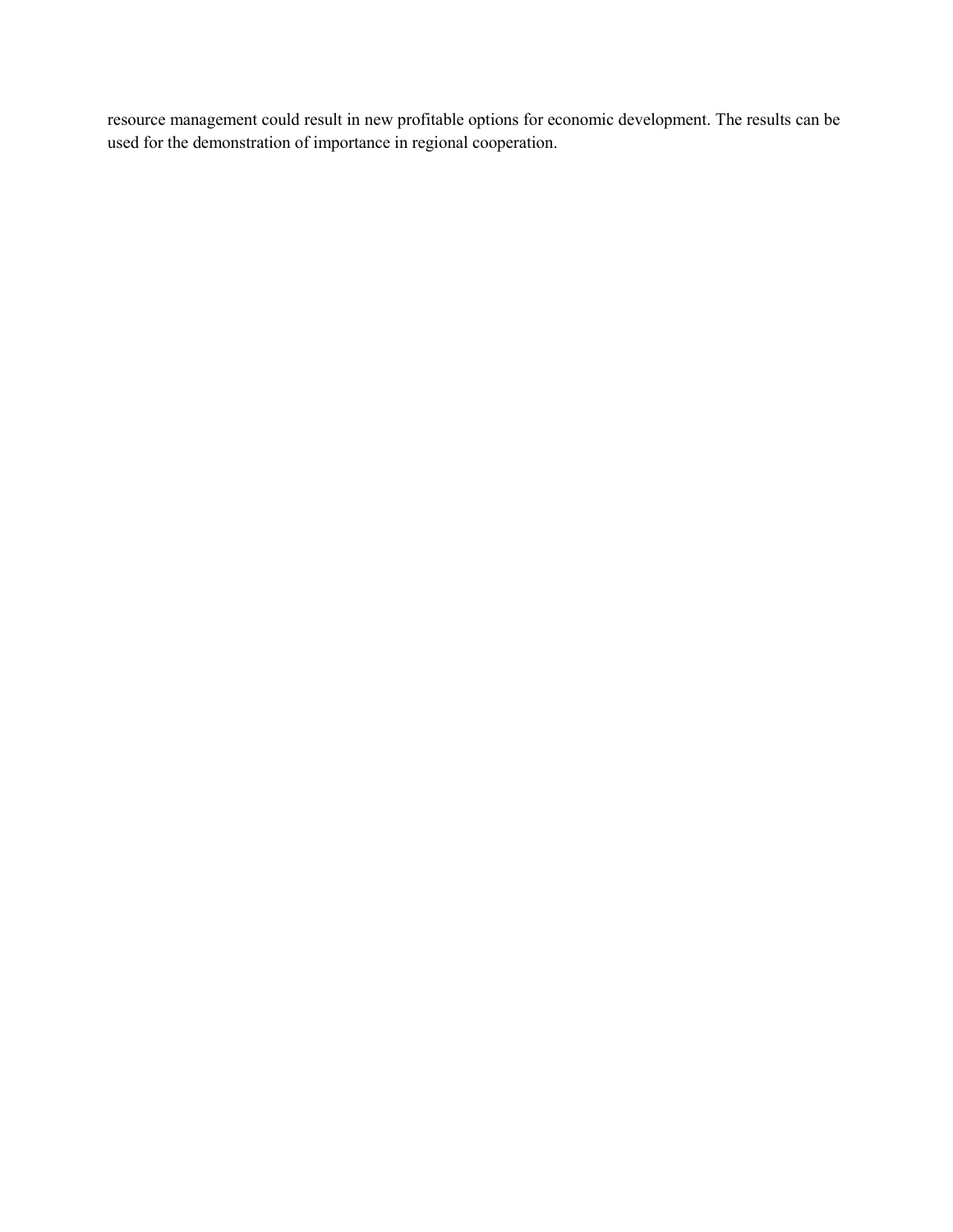resource management could result in new profitable options for economic development. The results can be used for the demonstration of importance in regional cooperation.